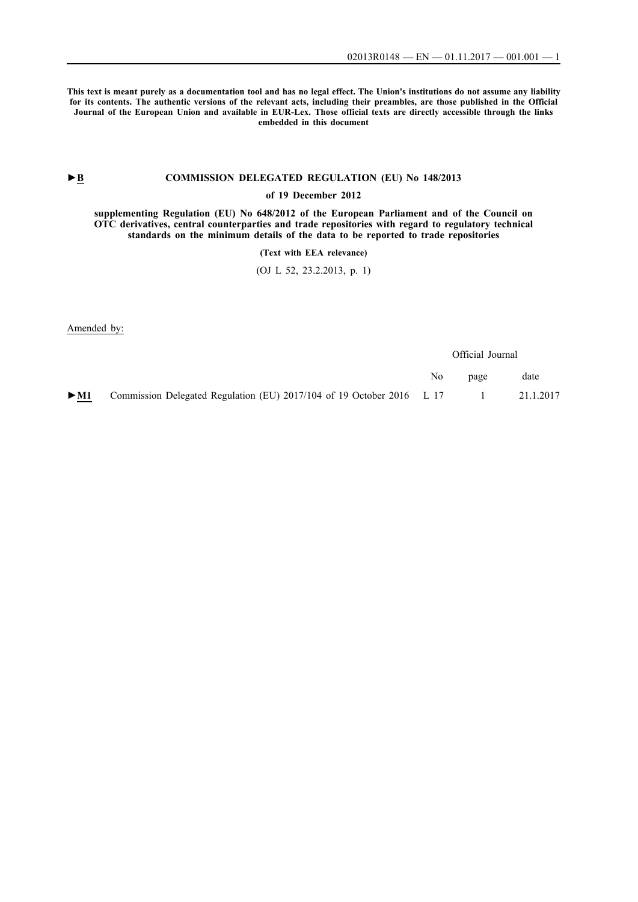**This text is meant purely as a documentation tool and has no legal effect. The Union's institutions do not assume any liability for its contents. The authentic versions of the relevant acts, including their preambles, are those published in the Official Journal of the European Union and available in EUR-Lex. Those official texts are directly accessible through the links embedded in this document**

►**B** **COMMISSION DELEGATED REGULATION (EU) No 148/2013**

**of 19 December 2012**

**supplementing Regulation (EU) No 648/2012 of the European Parliament and of the Council on OTC derivatives, central counterparties and trade repositories with regard to regulatory technical standards on the minimum details of the data to be reported to trade repositories**

**(Text with EEA relevance)**

(OJ L 52, 23.2.2013, p. 1)

Amended by:

| | | Official Journal | | |
|---|---|---|---|---|
| | | No | page | date |
| ►**M1** | Commission Delegated Regulation (EU) 2017/104 of 19 October 2016 | L 17 | 1 | 21.1.2017 |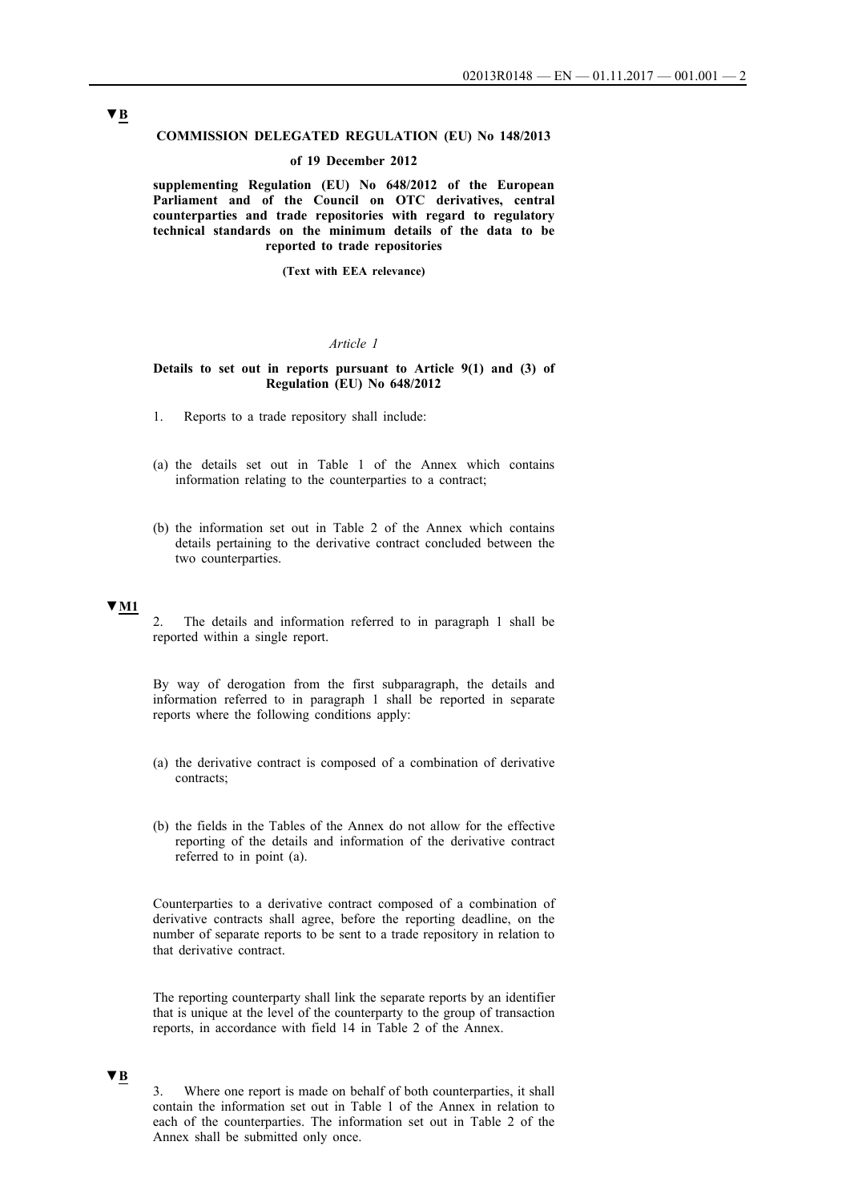▼B

**COMMISSION DELEGATED REGULATION (EU) No 148/2013**

**of 19 December 2012**

**supplementing Regulation (EU) No 648/2012 of the European Parliament and of the Council on OTC derivatives, central counterparties and trade repositories with regard to regulatory technical standards on the minimum details of the data to be reported to trade repositories**

**(Text with EEA relevance)**

*Article 1*

**Details to set out in reports pursuant to Article 9(1) and (3) of Regulation (EU) No 648/2012**

1. Reports to a trade repository shall include:

(a) the details set out in Table 1 of the Annex which contains information relating to the counterparties to a contract;

(b) the information set out in Table 2 of the Annex which contains details pertaining to the derivative contract concluded between the two counterparties.

▼M1

2. The details and information referred to in paragraph 1 shall be reported within a single report.

By way of derogation from the first subparagraph, the details and information referred to in paragraph 1 shall be reported in separate reports where the following conditions apply:

(a) the derivative contract is composed of a combination of derivative contracts;

(b) the fields in the Tables of the Annex do not allow for the effective reporting of the details and information of the derivative contract referred to in point (a).

Counterparties to a derivative contract composed of a combination of derivative contracts shall agree, before the reporting deadline, on the number of separate reports to be sent to a trade repository in relation to that derivative contract.

The reporting counterparty shall link the separate reports by an identifier that is unique at the level of the counterparty to the group of transaction reports, in accordance with field 14 in Table 2 of the Annex.

▼B

3. Where one report is made on behalf of both counterparties, it shall contain the information set out in Table 1 of the Annex in relation to each of the counterparties. The information set out in Table 2 of the Annex shall be submitted only once.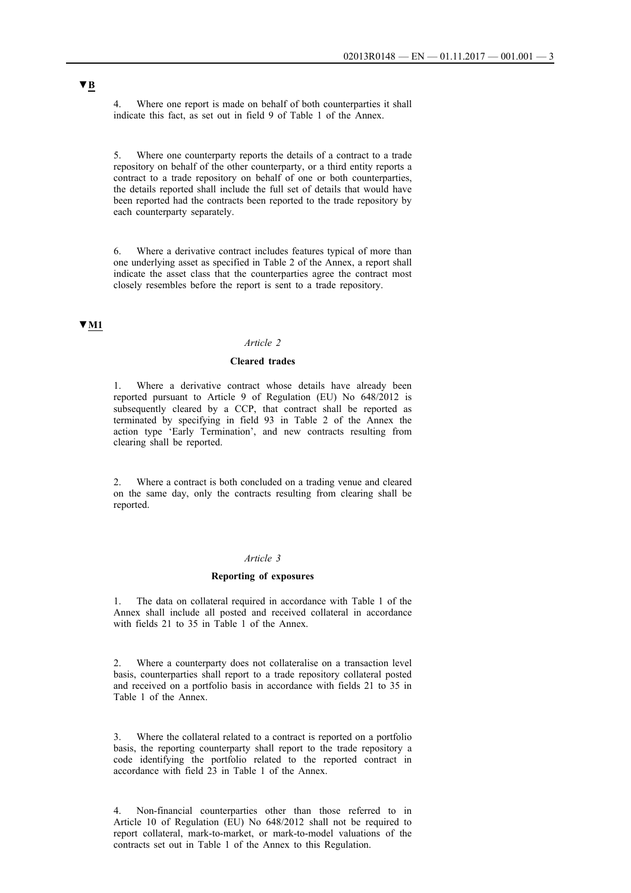▼B

4. Where one report is made on behalf of both counterparties it shall indicate this fact, as set out in field 9 of Table 1 of the Annex.

5. Where one counterparty reports the details of a contract to a trade repository on behalf of the other counterparty, or a third entity reports a contract to a trade repository on behalf of one or both counterparties, the details reported shall include the full set of details that would have been reported had the contracts been reported to the trade repository by each counterparty separately.

6. Where a derivative contract includes features typical of more than one underlying asset as specified in Table 2 of the Annex, a report shall indicate the asset class that the counterparties agree the contract most closely resembles before the report is sent to a trade repository.

▼M1

*Article 2*

**Cleared trades**

1. Where a derivative contract whose details have already been reported pursuant to Article 9 of Regulation (EU) No 648/2012 is subsequently cleared by a CCP, that contract shall be reported as terminated by specifying in field 93 in Table 2 of the Annex the action type 'Early Termination', and new contracts resulting from clearing shall be reported.

2. Where a contract is both concluded on a trading venue and cleared on the same day, only the contracts resulting from clearing shall be reported.

*Article 3*

**Reporting of exposures**

1. The data on collateral required in accordance with Table 1 of the Annex shall include all posted and received collateral in accordance with fields 21 to 35 in Table 1 of the Annex.

2. Where a counterparty does not collateralise on a transaction level basis, counterparties shall report to a trade repository collateral posted and received on a portfolio basis in accordance with fields 21 to 35 in Table 1 of the Annex.

3. Where the collateral related to a contract is reported on a portfolio basis, the reporting counterparty shall report to the trade repository a code identifying the portfolio related to the reported contract in accordance with field 23 in Table 1 of the Annex.

4. Non-financial counterparties other than those referred to in Article 10 of Regulation (EU) No 648/2012 shall not be required to report collateral, mark-to-market, or mark-to-model valuations of the contracts set out in Table 1 of the Annex to this Regulation.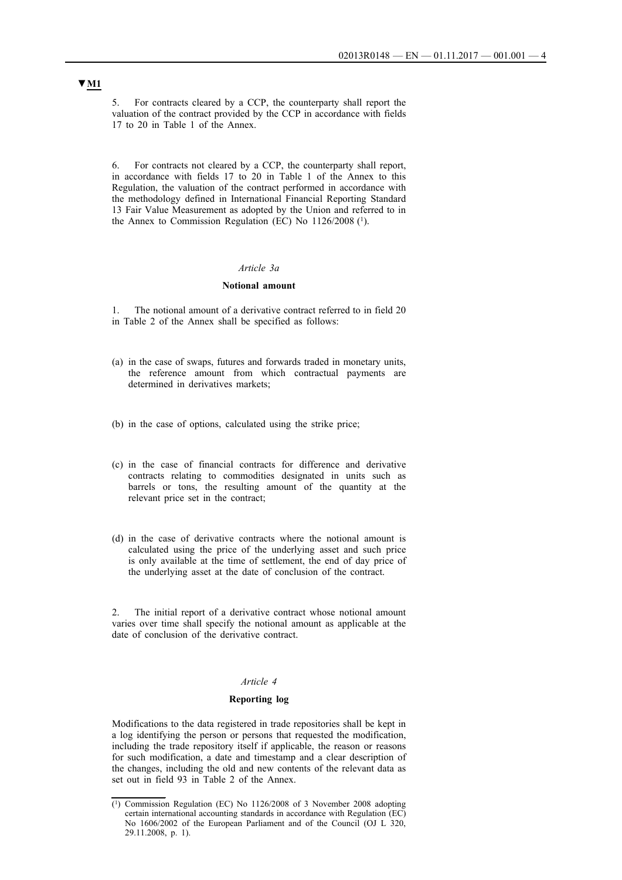▼M1

5. For contracts cleared by a CCP, the counterparty shall report the valuation of the contract provided by the CCP in accordance with fields 17 to 20 in Table 1 of the Annex.

6. For contracts not cleared by a CCP, the counterparty shall report, in accordance with fields 17 to 20 in Table 1 of the Annex to this Regulation, the valuation of the contract performed in accordance with the methodology defined in International Financial Reporting Standard 13 Fair Value Measurement as adopted by the Union and referred to in the Annex to Commission Regulation (EC) No 1126/2008 [1].

*Article 3a*

**Notional amount**

1. The notional amount of a derivative contract referred to in field 20 in Table 2 of the Annex shall be specified as follows:

(a) in the case of swaps, futures and forwards traded in monetary units, the reference amount from which contractual payments are determined in derivatives markets;

(b) in the case of options, calculated using the strike price;

(c) in the case of financial contracts for difference and derivative contracts relating to commodities designated in units such as barrels or tons, the resulting amount of the quantity at the relevant price set in the contract;

(d) in the case of derivative contracts where the notional amount is calculated using the price of the underlying asset and such price is only available at the time of settlement, the end of day price of the underlying asset at the date of conclusion of the contract.

2. The initial report of a derivative contract whose notional amount varies over time shall specify the notional amount as applicable at the date of conclusion of the derivative contract.

*Article 4*

**Reporting log**

Modifications to the data registered in trade repositories shall be kept in a log identifying the person or persons that requested the modification, including the trade repository itself if applicable, the reason or reasons for such modification, a date and timestamp and a clear description of the changes, including the old and new contents of the relevant data as set out in field 93 in Table 2 of the Annex.

---

[1] Commission Regulation (EC) No 1126/2008 of 3 November 2008 adopting certain international accounting standards in accordance with Regulation (EC) No 1606/2002 of the European Parliament and of the Council (OJ L 320, 29.11.2008, p. 1).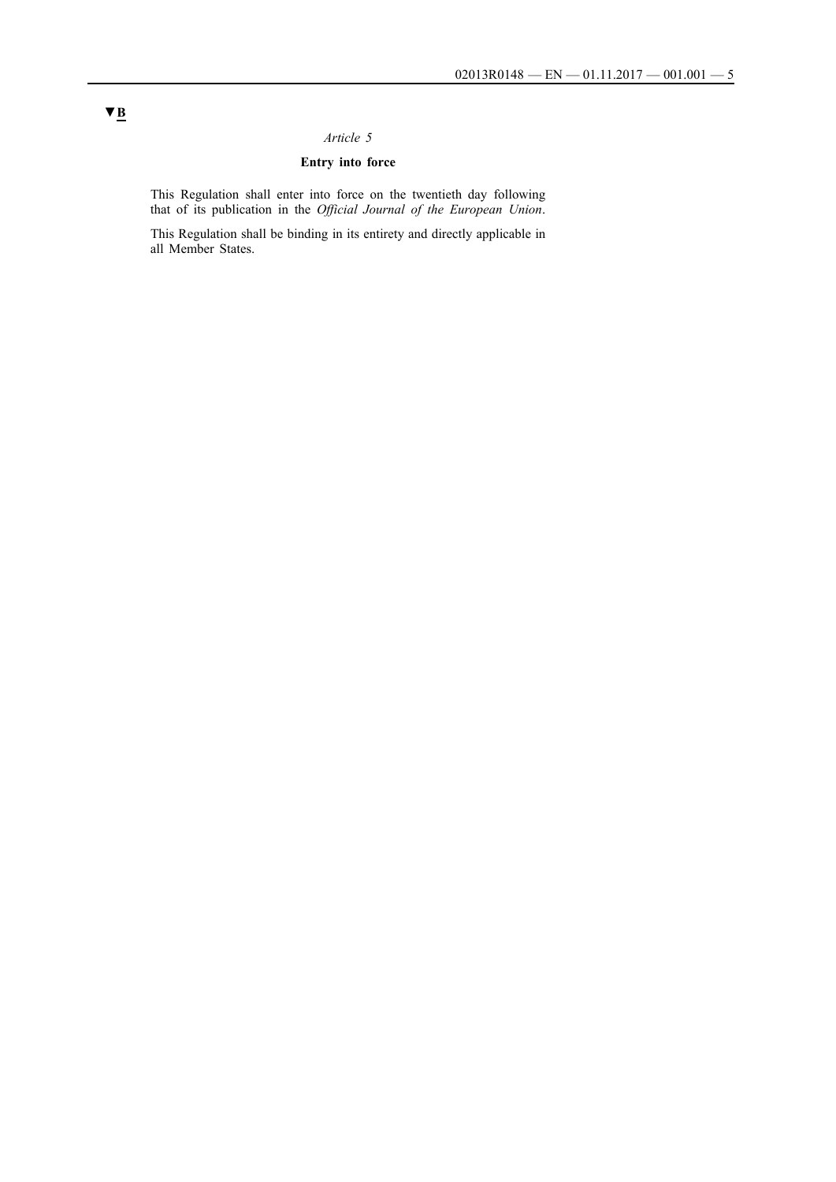▼B

*Article 5*

**Entry into force**

This Regulation shall enter into force on the twentieth day following that of its publication in the *Official Journal of the European Union*.

This Regulation shall be binding in its entirety and directly applicable in all Member States.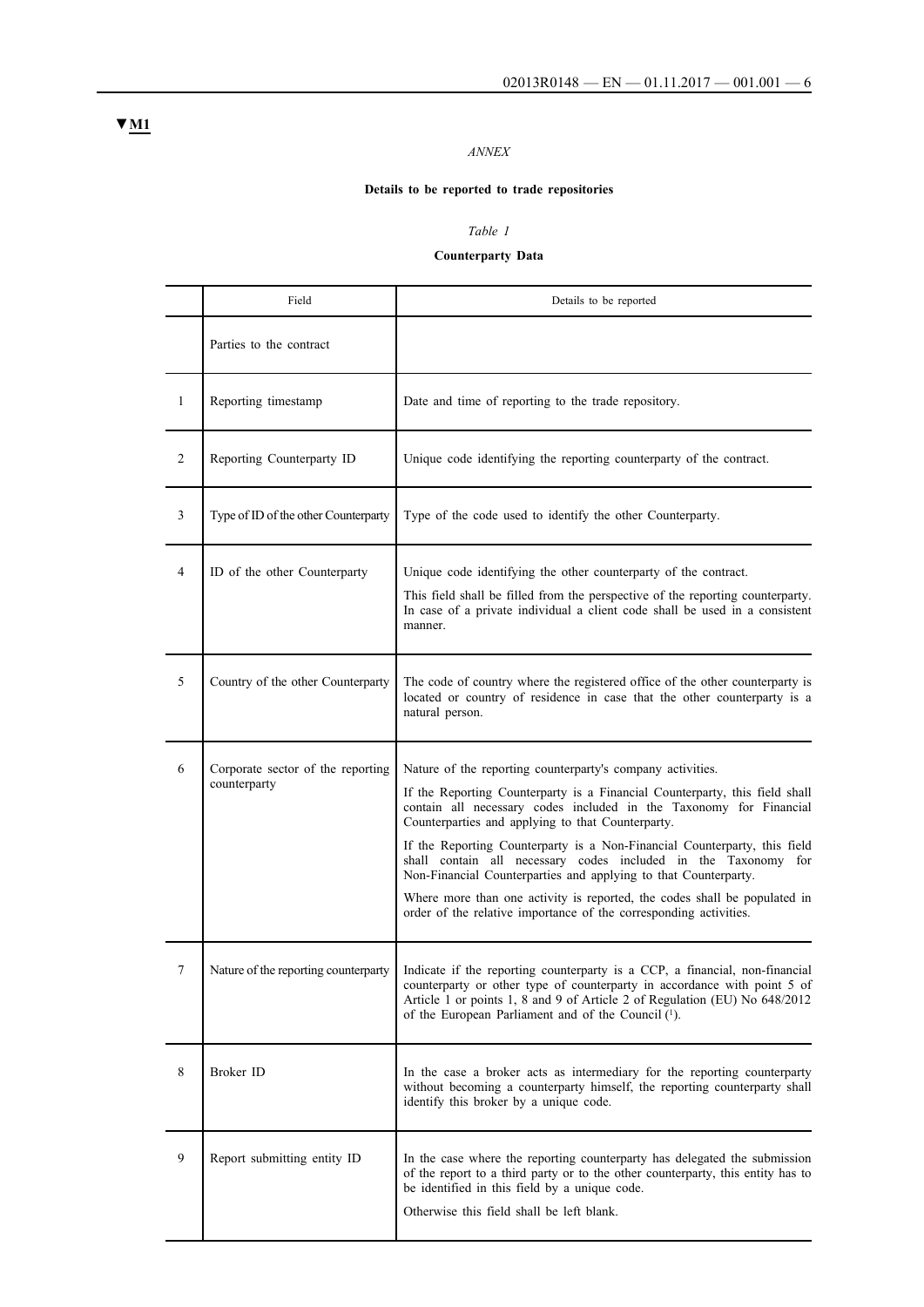**▼M1**

*ANNEX*

**Details to be reported to trade repositories**

*Table 1*

**Counterparty Data**

| | Field | Details to be reported |
|---|---|---|
| | Parties to the contract | |
| 1 | Reporting timestamp | Date and time of reporting to the trade repository. |
| 2 | Reporting Counterparty ID | Unique code identifying the reporting counterparty of the contract. |
| 3 | Type of ID of the other Counterparty | Type of the code used to identify the other Counterparty. |
| 4 | ID of the other Counterparty | Unique code identifying the other counterparty of the contract. This field shall be filled from the perspective of the reporting counterparty. In case of a private individual a client code shall be used in a consistent manner. |
| 5 | Country of the other Counterparty | The code of country where the registered office of the other counterparty is located or country of residence in case that the other counterparty is a natural person. |
| 6 | Corporate sector of the reporting counterparty | Nature of the reporting counterparty's company activities. If the Reporting Counterparty is a Financial Counterparty, this field shall contain all necessary codes included in the Taxonomy for Financial Counterparties and applying to that Counterparty. If the Reporting Counterparty is a Non-Financial Counterparty, this field shall contain all necessary codes included in the Taxonomy for Non-Financial Counterparties and applying to that Counterparty. Where more than one activity is reported, the codes shall be populated in order of the relative importance of the corresponding activities. |
| 7 | Nature of the reporting counterparty | Indicate if the reporting counterparty is a CCP, a financial, non-financial counterparty or other type of counterparty in accordance with point 5 of Article 1 or points 1, 8 and 9 of Article 2 of Regulation (EU) No 648/2012 of the European Parliament and of the Council (1). |
| 8 | Broker ID | In the case a broker acts as intermediary for the reporting counterparty without becoming a counterparty himself, the reporting counterparty shall identify this broker by a unique code. |
| 9 | Report submitting entity ID | In the case where the reporting counterparty has delegated the submission of the report to a third party or to the other counterparty, this entity has to be identified in this field by a unique code. Otherwise this field shall be left blank. |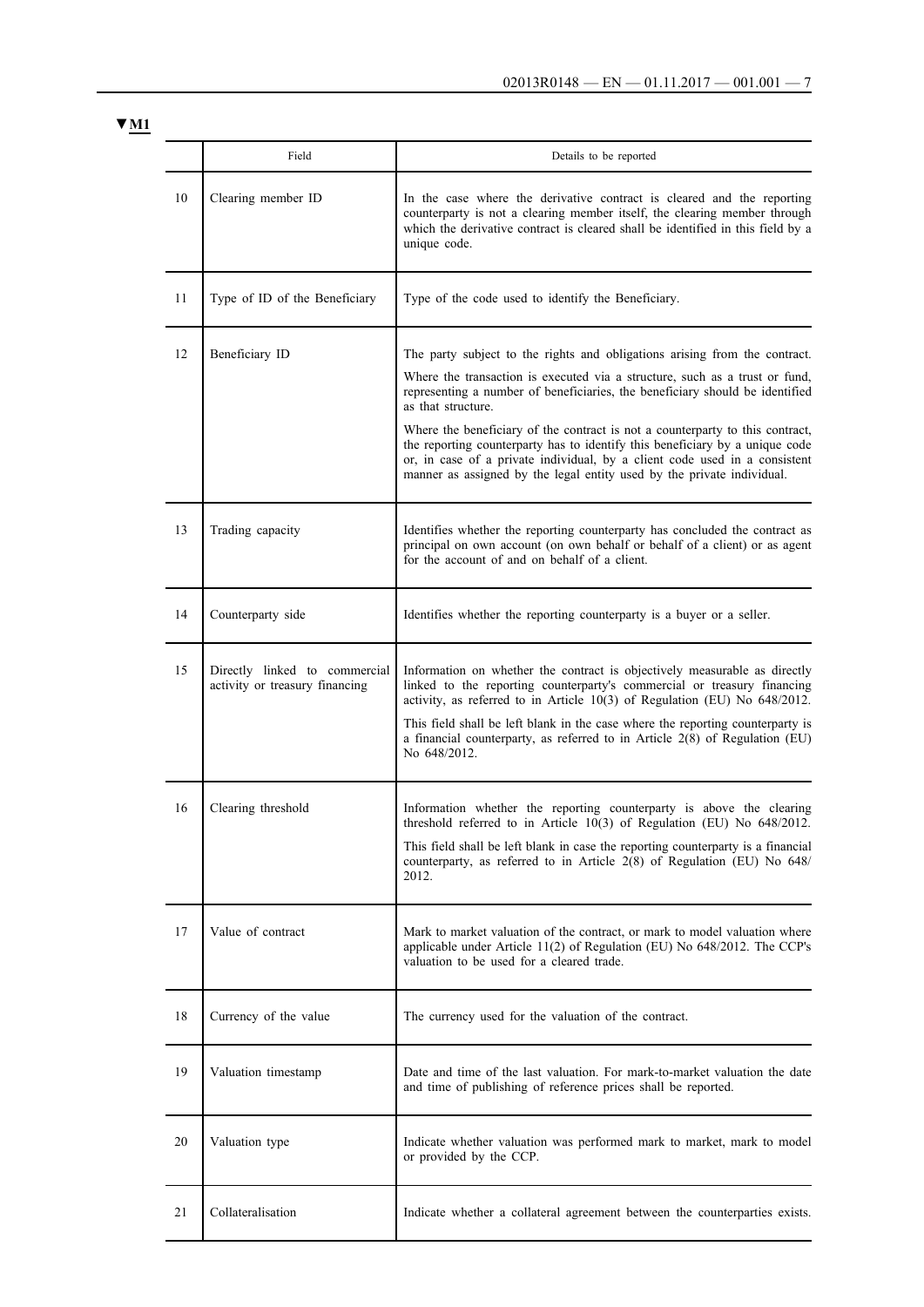▼M1

| | Field | Details to be reported |
|---|---|---|
| 10 | Clearing member ID | In the case where the derivative contract is cleared and the reporting counterparty is not a clearing member itself, the clearing member through which the derivative contract is cleared shall be identified in this field by a unique code. |
| 11 | Type of ID of the Beneficiary | Type of the code used to identify the Beneficiary. |
| 12 | Beneficiary ID | The party subject to the rights and obligations arising from the contract.<br><br>Where the transaction is executed via a structure, such as a trust or fund, representing a number of beneficiaries, the beneficiary should be identified as that structure.<br><br>Where the beneficiary of the contract is not a counterparty to this contract, the reporting counterparty has to identify this beneficiary by a unique code or, in case of a private individual, by a client code used in a consistent manner as assigned by the legal entity used by the private individual. |
| 13 | Trading capacity | Identifies whether the reporting counterparty has concluded the contract as principal on own account (on own behalf or behalf of a client) or as agent for the account of and on behalf of a client. |
| 14 | Counterparty side | Identifies whether the reporting counterparty is a buyer or a seller. |
| 15 | Directly linked to commercial activity or treasury financing | Information on whether the contract is objectively measurable as directly linked to the reporting counterparty's commercial or treasury financing activity, as referred to in Article 10(3) of Regulation (EU) No 648/2012.<br><br>This field shall be left blank in the case where the reporting counterparty is a financial counterparty, as referred to in Article 2(8) of Regulation (EU) No 648/2012. |
| 16 | Clearing threshold | Information whether the reporting counterparty is above the clearing threshold referred to in Article 10(3) of Regulation (EU) No 648/2012.<br><br>This field shall be left blank in case the reporting counterparty is a financial counterparty, as referred to in Article 2(8) of Regulation (EU) No 648/2012. |
| 17 | Value of contract | Mark to market valuation of the contract, or mark to model valuation where applicable under Article 11(2) of Regulation (EU) No 648/2012. The CCP's valuation to be used for a cleared trade. |
| 18 | Currency of the value | The currency used for the valuation of the contract. |
| 19 | Valuation timestamp | Date and time of the last valuation. For mark-to-market valuation the date and time of publishing of reference prices shall be reported. |
| 20 | Valuation type | Indicate whether valuation was performed mark to market, mark to model or provided by the CCP. |
| 21 | Collateralisation | Indicate whether a collateral agreement between the counterparties exists. |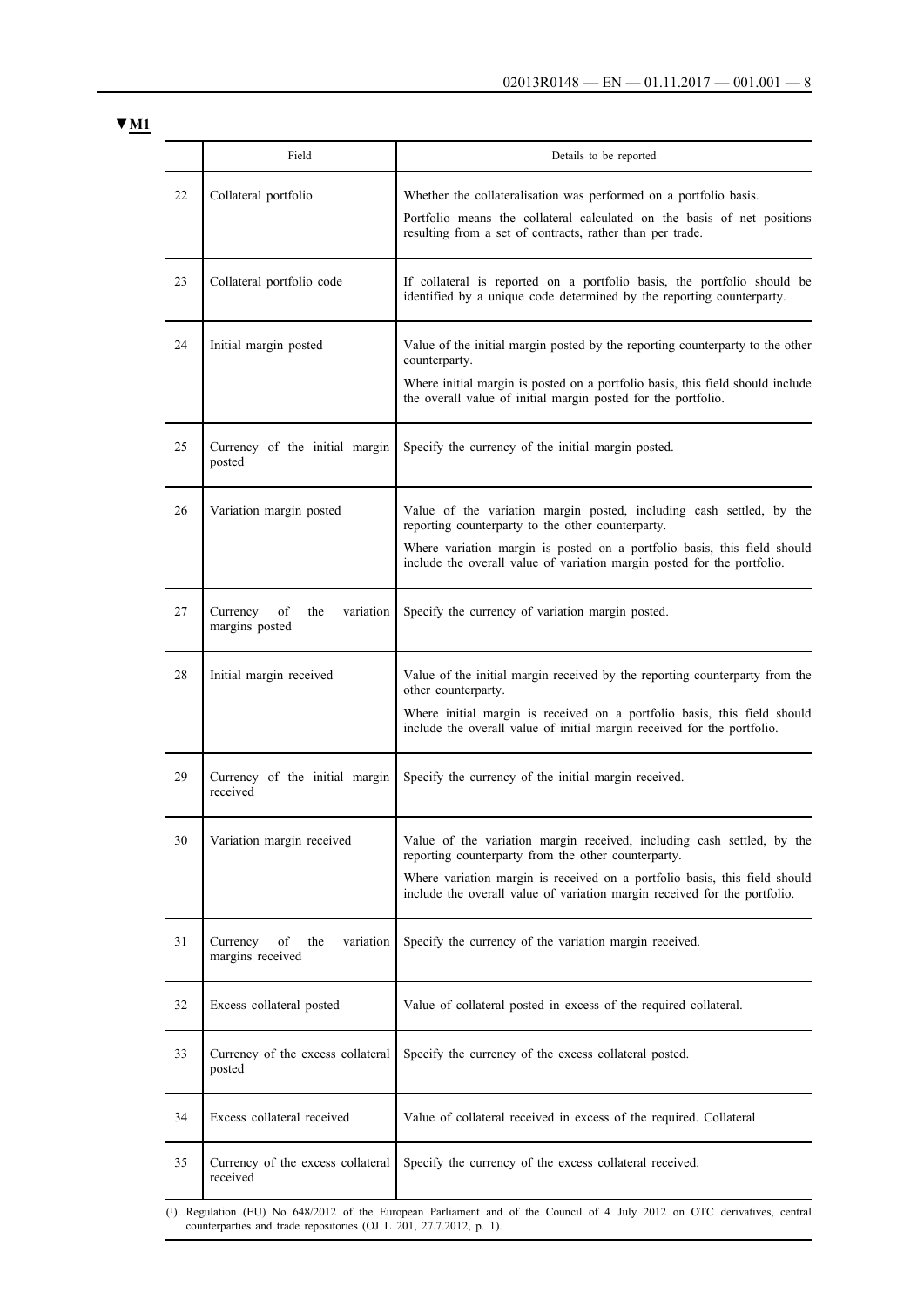▼M1

| | Field | Details to be reported |
|---|---|---|
| 22 | Collateral portfolio | Whether the collateralisation was performed on a portfolio basis.<br>Portfolio means the collateral calculated on the basis of net positions resulting from a set of contracts, rather than per trade. |
| 23 | Collateral portfolio code | If collateral is reported on a portfolio basis, the portfolio should be identified by a unique code determined by the reporting counterparty. |
| 24 | Initial margin posted | Value of the initial margin posted by the reporting counterparty to the other counterparty.<br>Where initial margin is posted on a portfolio basis, this field should include the overall value of initial margin posted for the portfolio. |
| 25 | Currency of the initial margin posted | Specify the currency of the initial margin posted. |
| 26 | Variation margin posted | Value of the variation margin posted, including cash settled, by the reporting counterparty to the other counterparty.<br>Where variation margin is posted on a portfolio basis, this field should include the overall value of variation margin posted for the portfolio. |
| 27 | Currency of the variation margins posted | Specify the currency of variation margin posted. |
| 28 | Initial margin received | Value of the initial margin received by the reporting counterparty from the other counterparty.<br>Where initial margin is received on a portfolio basis, this field should include the overall value of initial margin received for the portfolio. |
| 29 | Currency of the initial margin received | Specify the currency of the initial margin received. |
| 30 | Variation margin received | Value of the variation margin received, including cash settled, by the reporting counterparty from the other counterparty.<br>Where variation margin is received on a portfolio basis, this field should include the overall value of variation margin received for the portfolio. |
| 31 | Currency of the variation margins received | Specify the currency of the variation margin received. |
| 32 | Excess collateral posted | Value of collateral posted in excess of the required collateral. |
| 33 | Currency of the excess collateral posted | Specify the currency of the excess collateral posted. |
| 34 | Excess collateral received | Value of collateral received in excess of the required. Collateral |
| 35 | Currency of the excess collateral received | Specify the currency of the excess collateral received. |

(1) Regulation (EU) No 648/2012 of the European Parliament and of the Council of 4 July 2012 on OTC derivatives, central counterparties and trade repositories (OJ L 201, 27.7.2012, p. 1).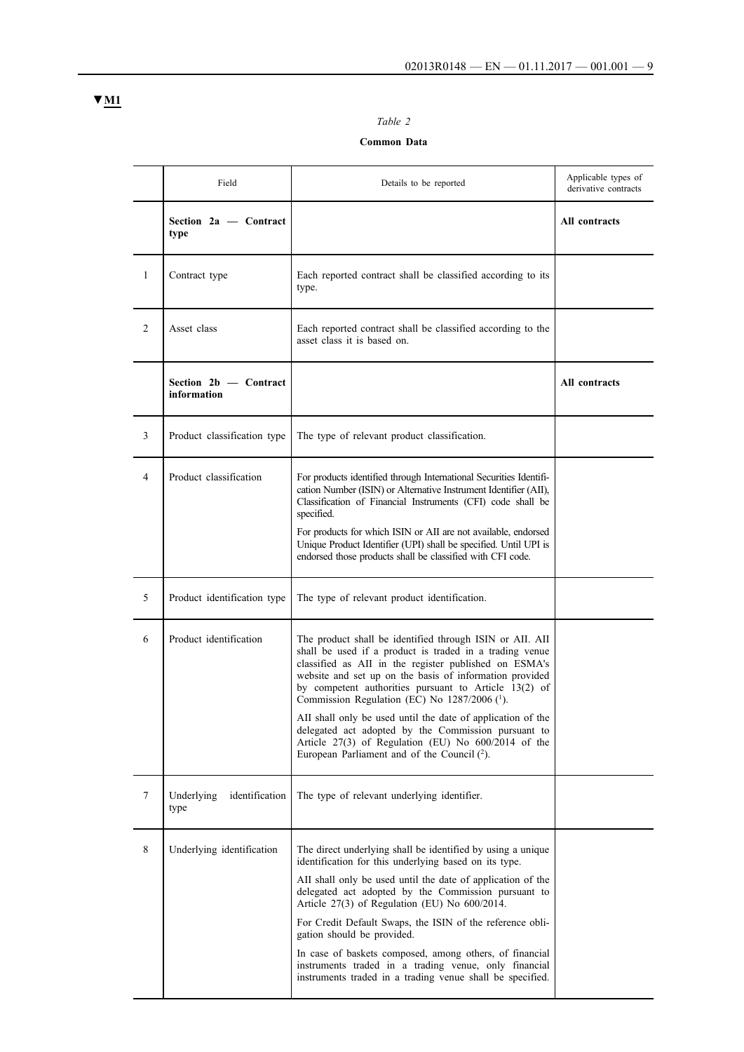▼M1

*Table 2*

**Common Data**

| | Field | Details to be reported | Applicable types of derivative contracts |
|---|---|---|---|
| | **Section 2a — Contract type** | | **All contracts** |
| 1 | Contract type | Each reported contract shall be classified according to its type. | |
| 2 | Asset class | Each reported contract shall be classified according to the asset class it is based on. | |
| | **Section 2b — Contract information** | | **All contracts** |
| 3 | Product classification type | The type of relevant product classification. | |
| 4 | Product classification | For products identified through International Securities Identification Number (ISIN) or Alternative Instrument Identifier (AII), Classification of Financial Instruments (CFI) code shall be specified.<br>For products for which ISIN or AII are not available, endorsed Unique Product Identifier (UPI) shall be specified. Until UPI is endorsed those products shall be classified with CFI code. | |
| 5 | Product identification type | The type of relevant product identification. | |
| 6 | Product identification | The product shall be identified through ISIN or AII. AII shall be used if a product is traded in a trading venue classified as AII in the register published on ESMA's website and set up on the basis of information provided by competent authorities pursuant to Article 13(2) of Commission Regulation (EC) No 1287/2006 (1).<br>AII shall only be used until the date of application of the delegated act adopted by the Commission pursuant to Article 27(3) of Regulation (EU) No 600/2014 of the European Parliament and of the Council (2). | |
| 7 | Underlying identification type | The type of relevant underlying identifier. | |
| 8 | Underlying identification | The direct underlying shall be identified by using a unique identification for this underlying based on its type.<br>AII shall only be used until the date of application of the delegated act adopted by the Commission pursuant to Article 27(3) of Regulation (EU) No 600/2014.<br>For Credit Default Swaps, the ISIN of the reference obligation should be provided.<br>In case of baskets composed, among others, of financial instruments traded in a trading venue, only financial instruments traded in a trading venue shall be specified. | |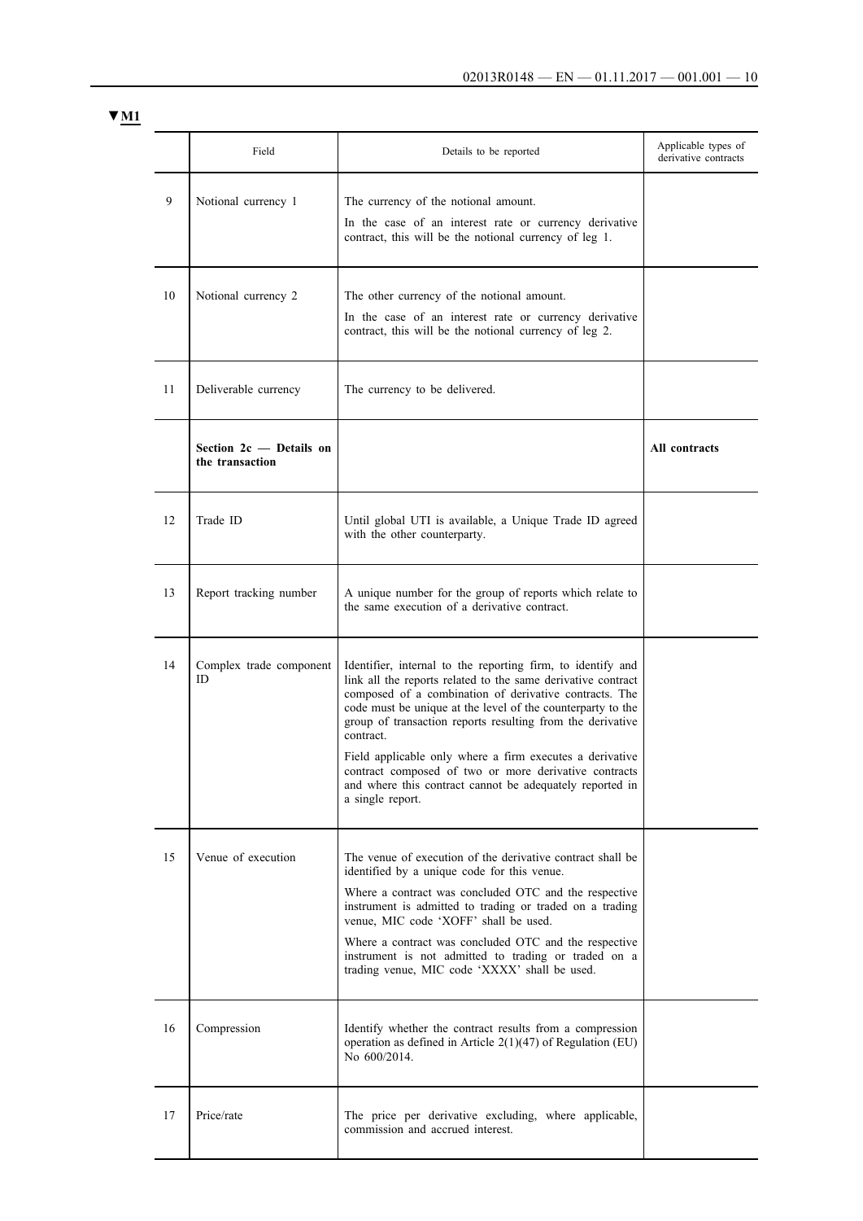▼M1

| | Field | Details to be reported | Applicable types of derivative contracts |
|---|---|---|---|
| 9 | Notional currency 1 | The currency of the notional amount.<br>In the case of an interest rate or currency derivative contract, this will be the notional currency of leg 1. | |
| 10 | Notional currency 2 | The other currency of the notional amount.<br>In the case of an interest rate or currency derivative contract, this will be the notional currency of leg 2. | |
| 11 | Deliverable currency | The currency to be delivered. | |
| | **Section 2c — Details on the transaction** | | **All contracts** |
| 12 | Trade ID | Until global UTI is available, a Unique Trade ID agreed with the other counterparty. | |
| 13 | Report tracking number | A unique number for the group of reports which relate to the same execution of a derivative contract. | |
| 14 | Complex trade component ID | Identifier, internal to the reporting firm, to identify and link all the reports related to the same derivative contract composed of a combination of derivative contracts. The code must be unique at the level of the counterparty to the group of transaction reports resulting from the derivative contract.<br>Field applicable only where a firm executes a derivative contract composed of two or more derivative contracts and where this contract cannot be adequately reported in a single report. | |
| 15 | Venue of execution | The venue of execution of the derivative contract shall be identified by a unique code for this venue.<br>Where a contract was concluded OTC and the respective instrument is admitted to trading or traded on a trading venue, MIC code 'XOFF' shall be used.<br>Where a contract was concluded OTC and the respective instrument is not admitted to trading or traded on a trading venue, MIC code 'XXXX' shall be used. | |
| 16 | Compression | Identify whether the contract results from a compression operation as defined in Article 2(1)(47) of Regulation (EU) No 600/2014. | |
| 17 | Price/rate | The price per derivative excluding, where applicable, commission and accrued interest. | |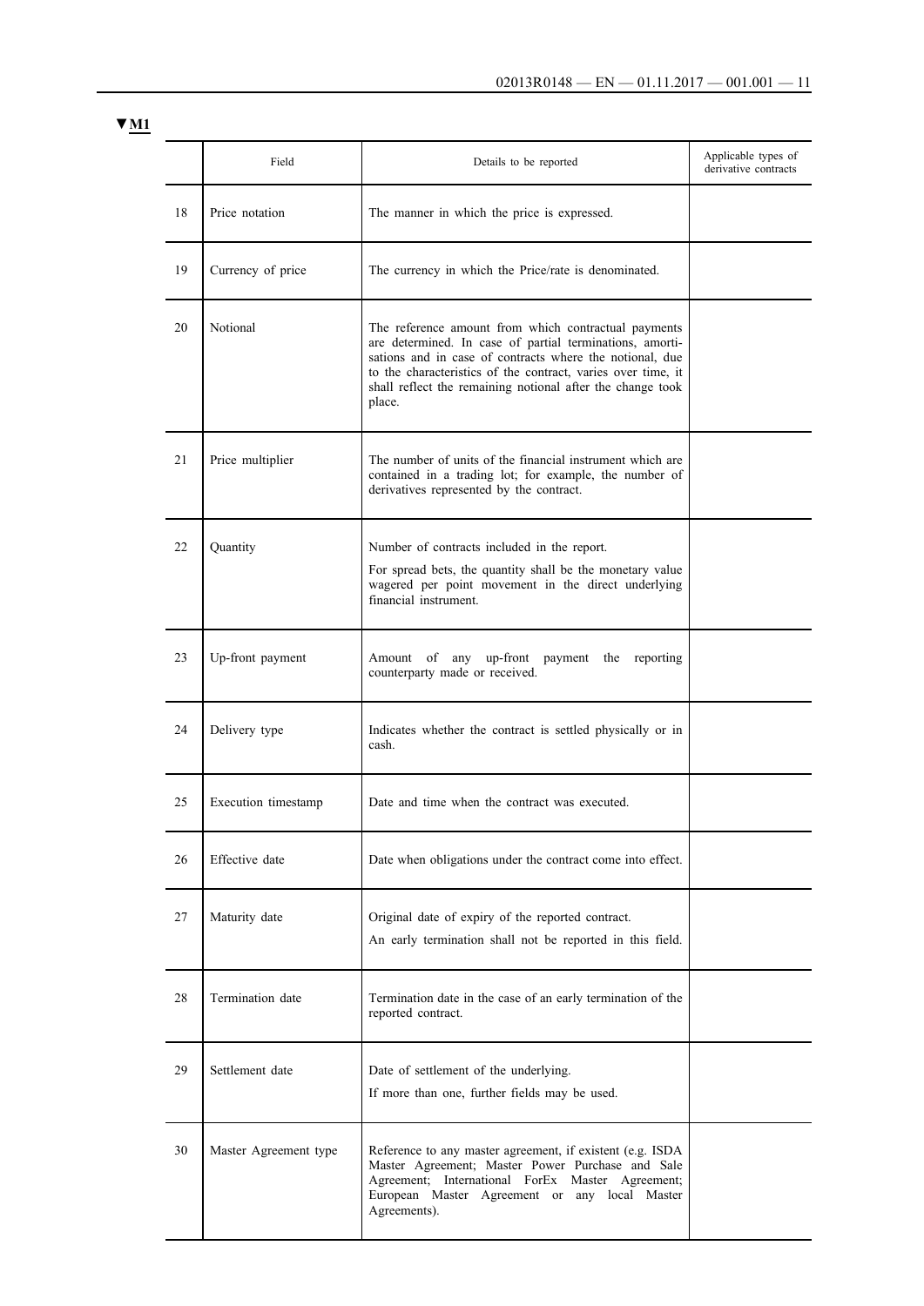▼M1

| | Field | Details to be reported | Applicable types of derivative contracts |
|---|---|---|---|
| 18 | Price notation | The manner in which the price is expressed. | |
| 19 | Currency of price | The currency in which the Price/rate is denominated. | |
| 20 | Notional | The reference amount from which contractual payments are determined. In case of partial terminations, amortisations and in case of contracts where the notional, due to the characteristics of the contract, varies over time, it shall reflect the remaining notional after the change took place. | |
| 21 | Price multiplier | The number of units of the financial instrument which are contained in a trading lot; for example, the number of derivatives represented by the contract. | |
| 22 | Quantity | Number of contracts included in the report.<br>For spread bets, the quantity shall be the monetary value wagered per point movement in the direct underlying financial instrument. | |
| 23 | Up-front payment | Amount of any up-front payment the reporting counterparty made or received. | |
| 24 | Delivery type | Indicates whether the contract is settled physically or in cash. | |
| 25 | Execution timestamp | Date and time when the contract was executed. | |
| 26 | Effective date | Date when obligations under the contract come into effect. | |
| 27 | Maturity date | Original date of expiry of the reported contract.<br>An early termination shall not be reported in this field. | |
| 28 | Termination date | Termination date in the case of an early termination of the reported contract. | |
| 29 | Settlement date | Date of settlement of the underlying.<br>If more than one, further fields may be used. | |
| 30 | Master Agreement type | Reference to any master agreement, if existent (e.g. ISDA Master Agreement; Master Power Purchase and Sale Agreement; International ForEx Master Agreement; European Master Agreement or any local Master Agreements). | |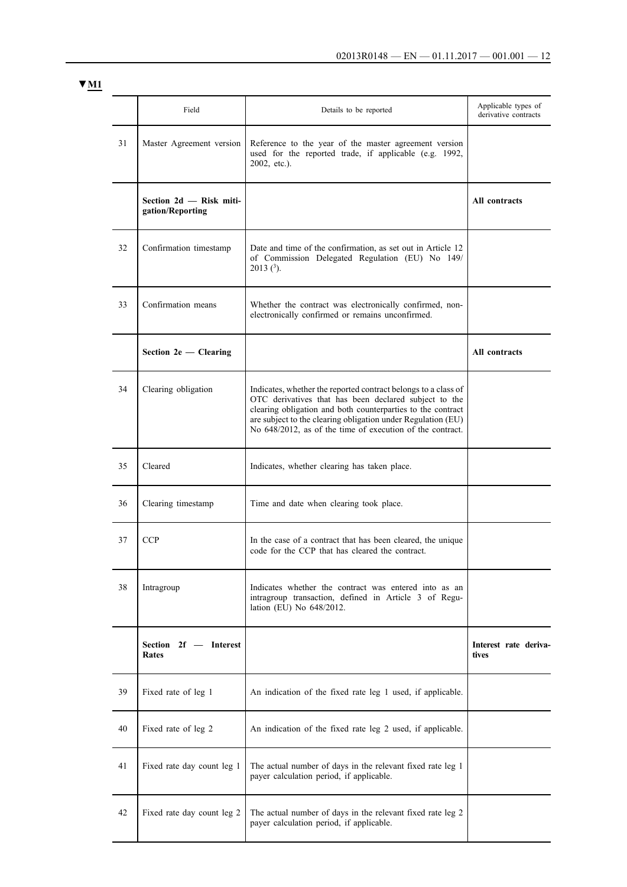▼M1

| | Field | Details to be reported | Applicable types of derivative contracts |
|---|---|---|---|
| 31 | Master Agreement version | Reference to the year of the master agreement version used for the reported trade, if applicable (e.g. 1992, 2002, etc.). | |
| | **Section 2d — Risk mitigation/Reporting** | | **All contracts** |
| 32 | Confirmation timestamp | Date and time of the confirmation, as set out in Article 12 of Commission Delegated Regulation (EU) No 149/2013 [3]. | |
| 33 | Confirmation means | Whether the contract was electronically confirmed, non-electronically confirmed or remains unconfirmed. | |
| | **Section 2e — Clearing** | | **All contracts** |
| 34 | Clearing obligation | Indicates, whether the reported contract belongs to a class of OTC derivatives that has been declared subject to the clearing obligation and both counterparties to the contract are subject to the clearing obligation under Regulation (EU) No 648/2012, as of the time of execution of the contract. | |
| 35 | Cleared | Indicates, whether clearing has taken place. | |
| 36 | Clearing timestamp | Time and date when clearing took place. | |
| 37 | CCP | In the case of a contract that has been cleared, the unique code for the CCP that has cleared the contract. | |
| 38 | Intragroup | Indicates whether the contract was entered into as an intragroup transaction, defined in Article 3 of Regulation (EU) No 648/2012. | |
| | **Section 2f — Interest Rates** | | **Interest rate derivatives** |
| 39 | Fixed rate of leg 1 | An indication of the fixed rate leg 1 used, if applicable. | |
| 40 | Fixed rate of leg 2 | An indication of the fixed rate leg 2 used, if applicable. | |
| 41 | Fixed rate day count leg 1 | The actual number of days in the relevant fixed rate leg 1 payer calculation period, if applicable. | |
| 42 | Fixed rate day count leg 2 | The actual number of days in the relevant fixed rate leg 2 payer calculation period, if applicable. | |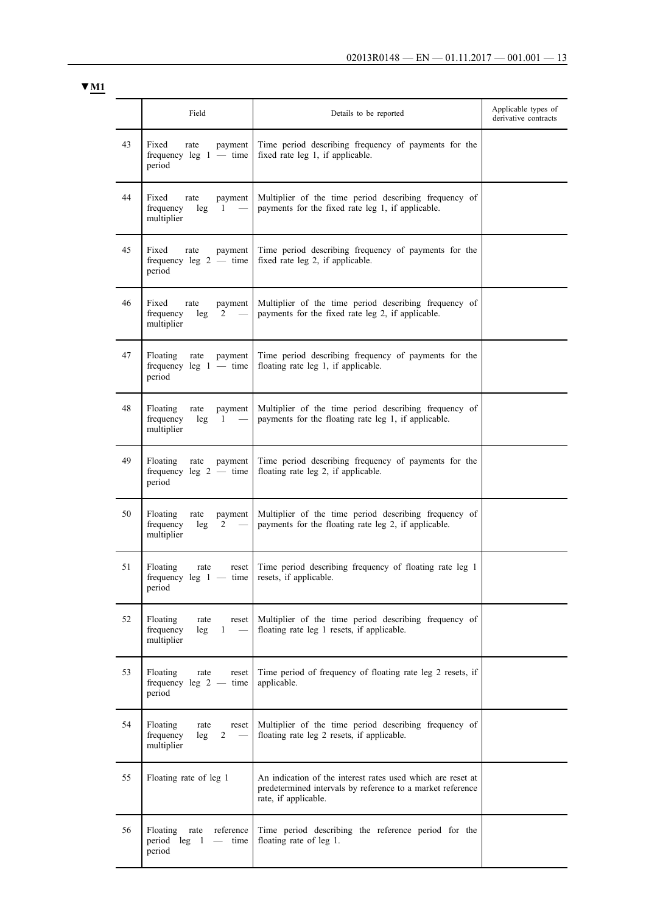▼M1

| | Field | Details to be reported | Applicable types of derivative contracts |
|---|---|---|---|
| 43 | Fixed rate payment frequency leg 1 — time period | Time period describing frequency of payments for the fixed rate leg 1, if applicable. | |
| 44 | Fixed rate payment frequency leg 1 — multiplier | Multiplier of the time period describing frequency of payments for the fixed rate leg 1, if applicable. | |
| 45 | Fixed rate payment frequency leg 2 — time period | Time period describing frequency of payments for the fixed rate leg 2, if applicable. | |
| 46 | Fixed rate payment frequency leg 2 — multiplier | Multiplier of the time period describing frequency of payments for the fixed rate leg 2, if applicable. | |
| 47 | Floating rate payment frequency leg 1 — time period | Time period describing frequency of payments for the floating rate leg 1, if applicable. | |
| 48 | Floating rate payment frequency leg 1 — multiplier | Multiplier of the time period describing frequency of payments for the floating rate leg 1, if applicable. | |
| 49 | Floating rate payment frequency leg 2 — time period | Time period describing frequency of payments for the floating rate leg 2, if applicable. | |
| 50 | Floating rate payment frequency leg 2 — multiplier | Multiplier of the time period describing frequency of payments for the floating rate leg 2, if applicable. | |
| 51 | Floating rate reset frequency leg 1 — time period | Time period describing frequency of floating rate leg 1 resets, if applicable. | |
| 52 | Floating rate reset frequency leg 1 — multiplier | Multiplier of the time period describing frequency of floating rate leg 1 resets, if applicable. | |
| 53 | Floating rate reset frequency leg 2 — time period | Time period of frequency of floating rate leg 2 resets, if applicable. | |
| 54 | Floating rate reset frequency leg 2 — multiplier | Multiplier of the time period describing frequency of floating rate leg 2 resets, if applicable. | |
| 55 | Floating rate of leg 1 | An indication of the interest rates used which are reset at predetermined intervals by reference to a market reference rate, if applicable. | |
| 56 | Floating rate reference period leg 1 — time period | Time period describing the reference period for the floating rate of leg 1. | |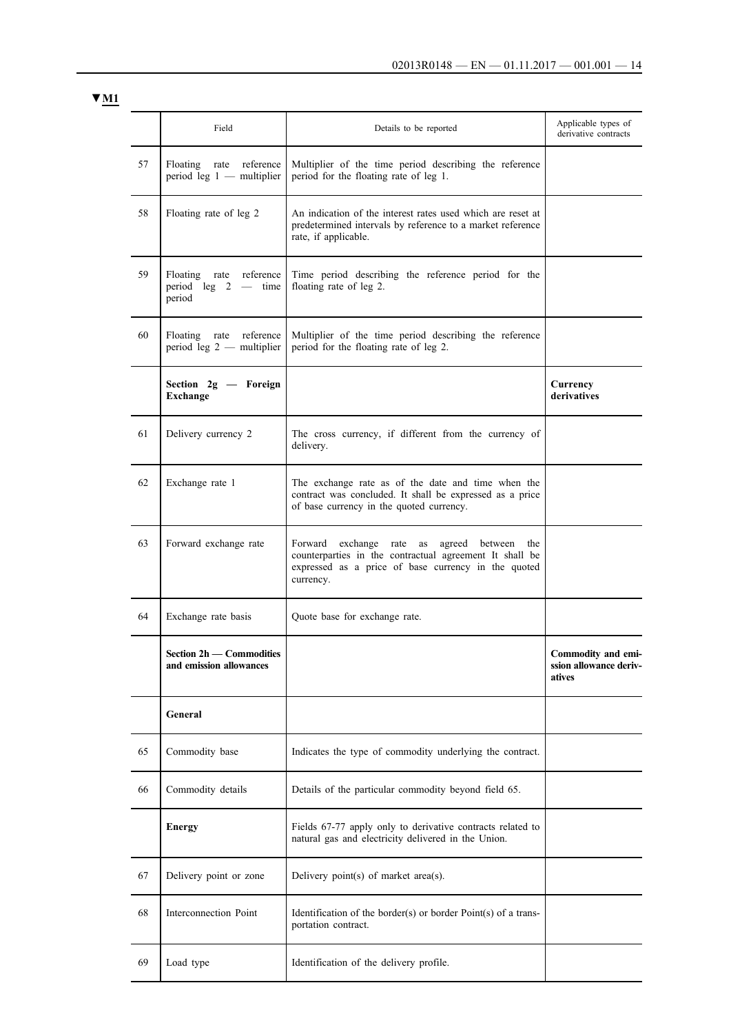▼M1

| | Field | Details to be reported | Applicable types of derivative contracts |
|---|---|---|---|
| 57 | Floating rate reference period leg 1 — multiplier | Multiplier of the time period describing the reference period for the floating rate of leg 1. | |
| 58 | Floating rate of leg 2 | An indication of the interest rates used which are reset at predetermined intervals by reference to a market reference rate, if applicable. | |
| 59 | Floating rate reference period leg 2 — time period | Time period describing the reference period for the floating rate of leg 2. | |
| 60 | Floating rate reference period leg 2 — multiplier | Multiplier of the time period describing the reference period for the floating rate of leg 2. | |
| | **Section 2g — Foreign Exchange** | | **Currency derivatives** |
| 61 | Delivery currency 2 | The cross currency, if different from the currency of delivery. | |
| 62 | Exchange rate 1 | The exchange rate as of the date and time when the contract was concluded. It shall be expressed as a price of base currency in the quoted currency. | |
| 63 | Forward exchange rate | Forward exchange rate as agreed between the counterparties in the contractual agreement It shall be expressed as a price of base currency in the quoted currency. | |
| 64 | Exchange rate basis | Quote base for exchange rate. | |
| | **Section 2h — Commodities and emission allowances** | | **Commodity and emission allowance derivatives** |
| | **General** | | |
| 65 | Commodity base | Indicates the type of commodity underlying the contract. | |
| 66 | Commodity details | Details of the particular commodity beyond field 65. | |
| | **Energy** | Fields 67-77 apply only to derivative contracts related to natural gas and electricity delivered in the Union. | |
| 67 | Delivery point or zone | Delivery point(s) of market area(s). | |
| 68 | Interconnection Point | Identification of the border(s) or border Point(s) of a transportation contract. | |
| 69 | Load type | Identification of the delivery profile. | |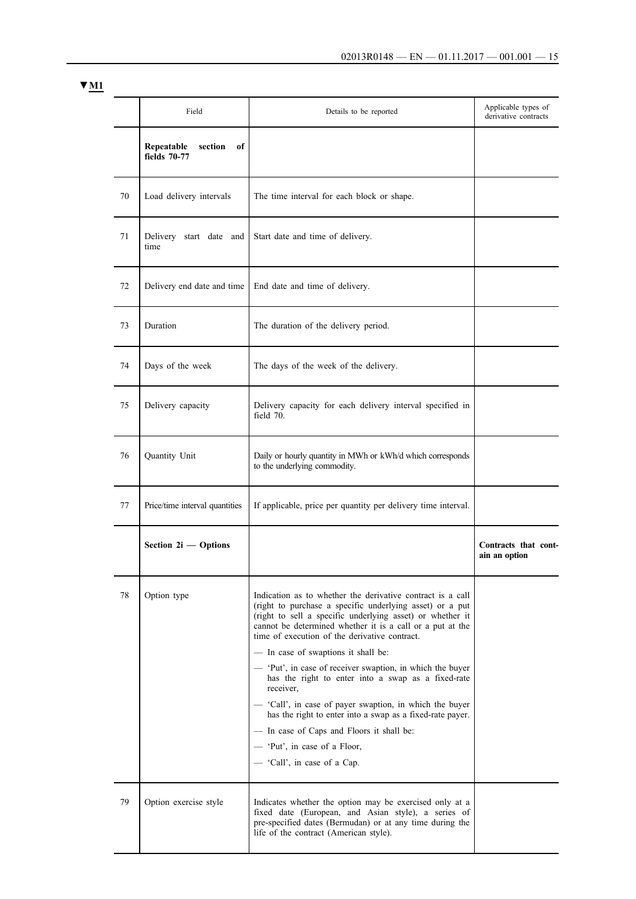▼M1

| | Field | Details to be reported | Applicable types of derivative contracts |
|---|---|---|---|
| | **Repeatable section of fields 70-77** | | |
| 70 | Load delivery intervals | The time interval for each block or shape. | |
| 71 | Delivery start date and time | Start date and time of delivery. | |
| 72 | Delivery end date and time | End date and time of delivery. | |
| 73 | Duration | The duration of the delivery period. | |
| 74 | Days of the week | The days of the week of the delivery. | |
| 75 | Delivery capacity | Delivery capacity for each delivery interval specified in field 70. | |
| 76 | Quantity Unit | Daily or hourly quantity in MWh or kWh/d which corresponds to the underlying commodity. | |
| 77 | Price/time interval quantities | If applicable, price per quantity per delivery time interval. | |
| | **Section 2i — Options** | | **Contracts that contain an option** |
| 78 | Option type | Indication as to whether the derivative contract is a call (right to purchase a specific underlying asset) or a put (right to sell a specific underlying asset) or whether it cannot be determined whether it is a call or a put at the time of execution of the derivative contract.<br>— In case of swaptions it shall be:<br>— 'Put', in case of receiver swaption, in which the buyer has the right to enter into a swap as a fixed-rate receiver,<br>— 'Call', in case of payer swaption, in which the buyer has the right to enter into a swap as a fixed-rate payer.<br>— In case of Caps and Floors it shall be:<br>— 'Put', in case of a Floor,<br>— 'Call', in case of a Cap. | |
| 79 | Option exercise style | Indicates whether the option may be exercised only at a fixed date (European, and Asian style), a series of pre-specified dates (Bermudan) or at any time during the life of the contract (American style). | |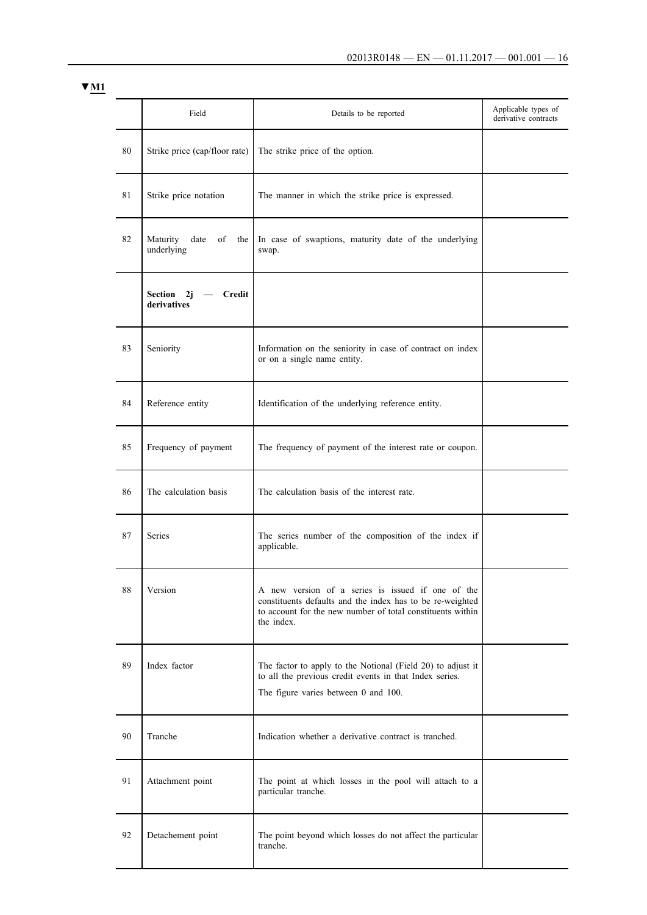▼M1

| | Field | Details to be reported | Applicable types of derivative contracts |
|---|---|---|---|
| 80 | Strike price (cap/floor rate) | The strike price of the option. | |
| 81 | Strike price notation | The manner in which the strike price is expressed. | |
| 82 | Maturity date of the underlying | In case of swaptions, maturity date of the underlying swap. | |
| | **Section 2j — Credit derivatives** | | |
| 83 | Seniority | Information on the seniority in case of contract on index or on a single name entity. | |
| 84 | Reference entity | Identification of the underlying reference entity. | |
| 85 | Frequency of payment | The frequency of payment of the interest rate or coupon. | |
| 86 | The calculation basis | The calculation basis of the interest rate. | |
| 87 | Series | The series number of the composition of the index if applicable. | |
| 88 | Version | A new version of a series is issued if one of the constituents defaults and the index has to be re-weighted to account for the new number of total constituents within the index. | |
| 89 | Index factor | The factor to apply to the Notional (Field 20) to adjust it to all the previous credit events in that Index series. The figure varies between 0 and 100. | |
| 90 | Tranche | Indication whether a derivative contract is tranched. | |
| 91 | Attachment point | The point at which losses in the pool will attach to a particular tranche. | |
| 92 | Detachement point | The point beyond which losses do not affect the particular tranche. | |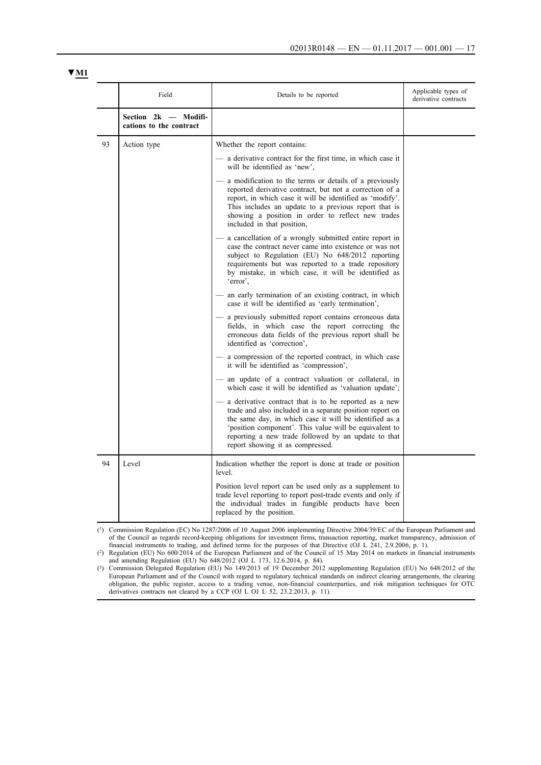▼M1

| | Field | Details to be reported | Applicable types of derivative contracts |
|---|---|---|---|
| | **Section 2k — Modifications to the contract** | | |
| 93 | Action type | Whether the report contains:<br>— a derivative contract for the first time, in which case it will be identified as 'new',<br>— a modification to the terms or details of a previously reported derivative contract, but not a correction of a report, in which case it will be identified as 'modify'. This includes an update to a previous report that is showing a position in order to reflect new trades included in that position,<br>— a cancellation of a wrongly submitted entire report in case the contract never came into existence or was not subject to Regulation (EU) No 648/2012 reporting requirements but was reported to a trade repository by mistake, in which case, it will be identified as 'error',<br>— an early termination of an existing contract, in which case it will be identified as 'early termination',<br>— a previously submitted report contains erroneous data fields, in which case the report correcting the erroneous data fields of the previous report shall be identified as 'correction',<br>— a compression of the reported contract, in which case it will be identified as 'compression',<br>— an update of a contract valuation or collateral, in which case it will be identified as 'valuation update';<br>— a derivative contract that is to be reported as a new trade and also included in a separate position report on the same day, in which case it will be identified as a 'position component'. This value will be equivalent to reporting a new trade followed by an update to that report showing it as compressed. | |
| 94 | Level | Indication whether the report is done at trade or position level.<br>Position level report can be used only as a supplement to trade level reporting to report post-trade events and only if the individual trades in fungible products have been replaced by the position. | |

(1) Commission Regulation (EC) No 1287/2006 of 10 August 2006 implementing Directive 2004/39/EC of the European Parliament and of the Council as regards record-keeping obligations for investment firms, transaction reporting, market transparency, admission of financial instruments to trading, and defined terms for the purposes of that Directive (OJ L 241, 2.9.2006, p. 1).

(2) Regulation (EU) No 600/2014 of the European Parliament and of the Council of 15 May 2014 on markets in financial instruments and amending Regulation (EU) No 648/2012 (OJ L 173, 12.6.2014, p. 84).

(3) Commission Delegated Regulation (EU) No 149/2013 of 19 December 2012 supplementing Regulation (EU) No 648/2012 of the European Parliament and of the Council with regard to regulatory technical standards on indirect clearing arrangements, the clearing obligation, the public register, access to a trading venue, non-financial counterparties, and risk mitigation techniques for OTC derivatives contracts not cleared by a CCP (OJ L OJ L 52, 23.2.2013, p. 11).